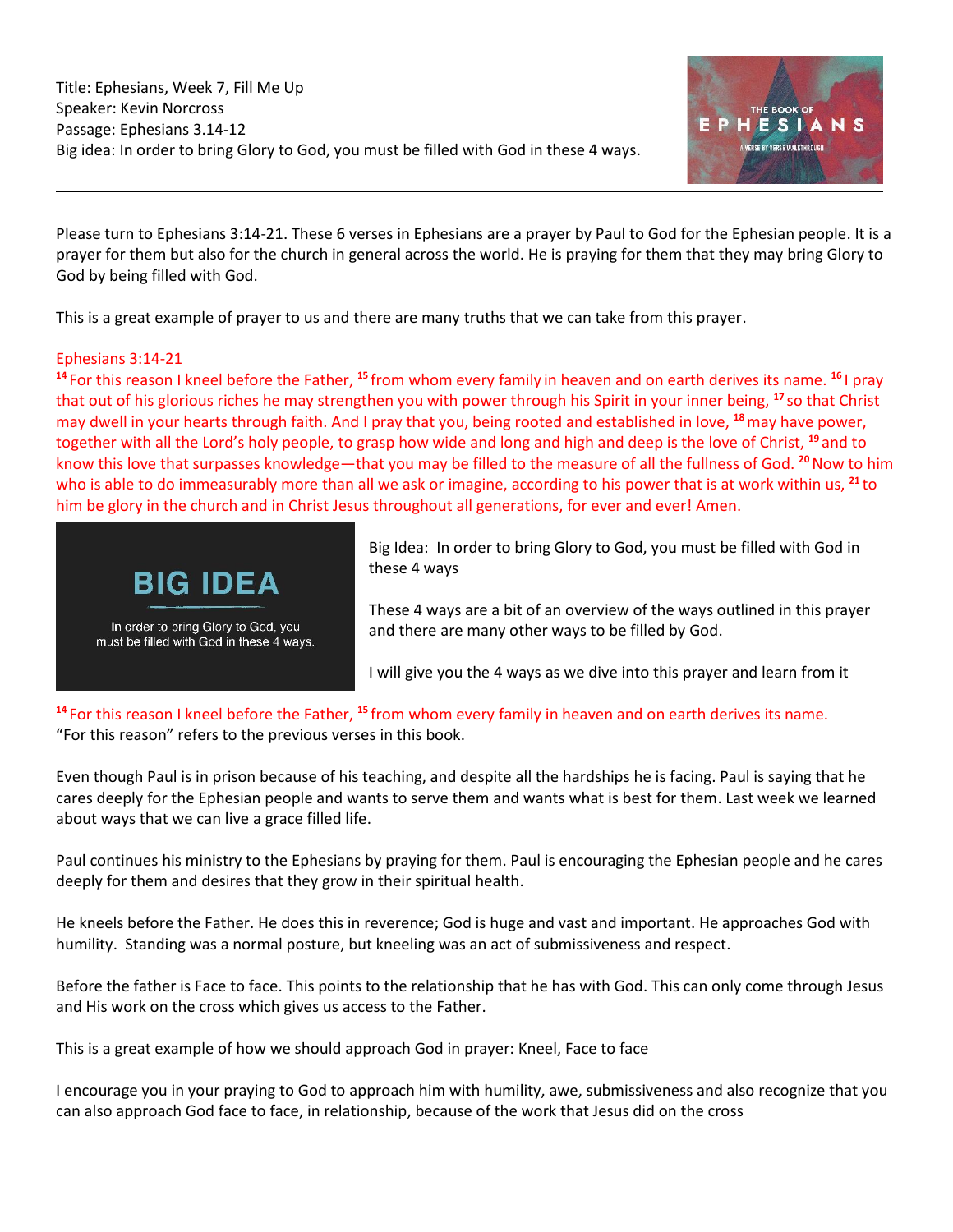Title: Ephesians, Week 7, Fill Me Up
Speaker: Kevin Norcross
Passage: Ephesians 3.14-12
Big idea: In order to bring Glory to God, you must be filled with God in these 4 ways.

---

Please turn to Ephesians 3:14-21. These 6 verses in Ephesians are a prayer by Paul to God for the Ephesian people. It is a prayer for them but also for the church in general across the world. He is praying for them that they may bring Glory to God by being filled with God.

This is a great example of prayer to us and there are many truths that we can take from this prayer.

Ephesians 3:14-21
[14] For this reason I kneel before the Father, [15] from whom every family in heaven and on earth derives its name. [16] I pray that out of his glorious riches he may strengthen you with power through his Spirit in your inner being, [17] so that Christ may dwell in your hearts through faith. And I pray that you, being rooted and established in love, [18] may have power, together with all the Lord's holy people, to grasp how wide and long and high and deep is the love of Christ, [19] and to know this love that surpasses knowledge—that you may be filled to the measure of all the fullness of God. [20] Now to him who is able to do immeasurably more than all we ask or imagine, according to his power that is at work within us, [21] to him be glory in the church and in Christ Jesus throughout all generations, for ever and ever! Amen.

**BIG IDEA**

In order to bring Glory to God, you must be filled with God in these 4 ways.

Big Idea: In order to bring Glory to God, you must be filled with God in these 4 ways

These 4 ways are a bit of an overview of the ways outlined in this prayer and there are many other ways to be filled by God.

I will give you the 4 ways as we dive into this prayer and learn from it

[14] For this reason I kneel before the Father, [15] from whom every family in heaven and on earth derives its name.
"For this reason" refers to the previous verses in this book.

Even though Paul is in prison because of his teaching, and despite all the hardships he is facing. Paul is saying that he cares deeply for the Ephesian people and wants to serve them and wants what is best for them. Last week we learned about ways that we can live a grace filled life.

Paul continues his ministry to the Ephesians by praying for them. Paul is encouraging the Ephesian people and he cares deeply for them and desires that they grow in their spiritual health.

He kneels before the Father. He does this in reverence; God is huge and vast and important. He approaches God with humility. Standing was a normal posture, but kneeling was an act of submissiveness and respect.

Before the father is Face to face. This points to the relationship that he has with God. This can only come through Jesus and His work on the cross which gives us access to the Father.

This is a great example of how we should approach God in prayer: Kneel, Face to face

I encourage you in your praying to God to approach him with humility, awe, submissiveness and also recognize that you can also approach God face to face, in relationship, because of the work that Jesus did on the cross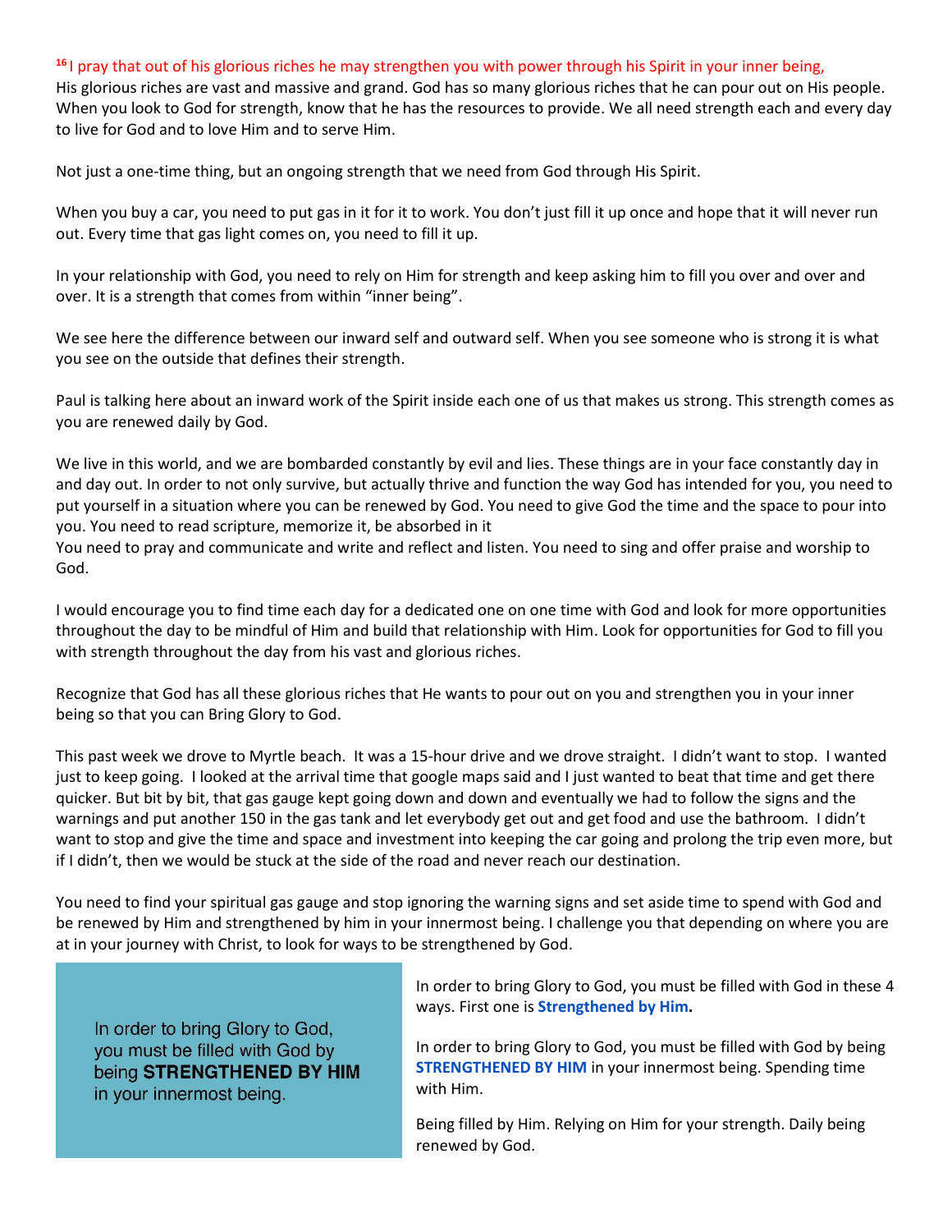[16] I pray that out of his glorious riches he may strengthen you with power through his Spirit in your inner being,

His glorious riches are vast and massive and grand. God has so many glorious riches that he can pour out on His people. When you look to God for strength, know that he has the resources to provide. We all need strength each and every day to live for God and to love Him and to serve Him.

Not just a one-time thing, but an ongoing strength that we need from God through His Spirit.

When you buy a car, you need to put gas in it for it to work. You don't just fill it up once and hope that it will never run out. Every time that gas light comes on, you need to fill it up.

In your relationship with God, you need to rely on Him for strength and keep asking him to fill you over and over and over. It is a strength that comes from within "inner being".

We see here the difference between our inward self and outward self. When you see someone who is strong it is what you see on the outside that defines their strength.

Paul is talking here about an inward work of the Spirit inside each one of us that makes us strong. This strength comes as you are renewed daily by God.

We live in this world, and we are bombarded constantly by evil and lies. These things are in your face constantly day in and day out. In order to not only survive, but actually thrive and function the way God has intended for you, you need to put yourself in a situation where you can be renewed by God. You need to give God the time and the space to pour into you. You need to read scripture, memorize it, be absorbed in it
You need to pray and communicate and write and reflect and listen. You need to sing and offer praise and worship to God.

I would encourage you to find time each day for a dedicated one on one time with God and look for more opportunities throughout the day to be mindful of Him and build that relationship with Him. Look for opportunities for God to fill you with strength throughout the day from his vast and glorious riches.

Recognize that God has all these glorious riches that He wants to pour out on you and strengthen you in your inner being so that you can Bring Glory to God.

This past week we drove to Myrtle beach. It was a 15-hour drive and we drove straight. I didn't want to stop. I wanted just to keep going. I looked at the arrival time that google maps said and I just wanted to beat that time and get there quicker. But bit by bit, that gas gauge kept going down and down and eventually we had to follow the signs and the warnings and put another 150 in the gas tank and let everybody get out and get food and use the bathroom. I didn't want to stop and give the time and space and investment into keeping the car going and prolong the trip even more, but if I didn't, then we would be stuck at the side of the road and never reach our destination.

You need to find your spiritual gas gauge and stop ignoring the warning signs and set aside time to spend with God and be renewed by Him and strengthened by him in your innermost being. I challenge you that depending on where you are at in your journey with Christ, to look for ways to be strengthened by God.

In order to bring Glory to God, you must be filled with God by being **STRENGTHENED BY HIM** in your innermost being.

In order to bring Glory to God, you must be filled with God in these 4 ways. First one is **Strengthened by Him.**

In order to bring Glory to God, you must be filled with God by being **STRENGTHENED BY HIM** in your innermost being. Spending time with Him.

Being filled by Him. Relying on Him for your strength. Daily being renewed by God.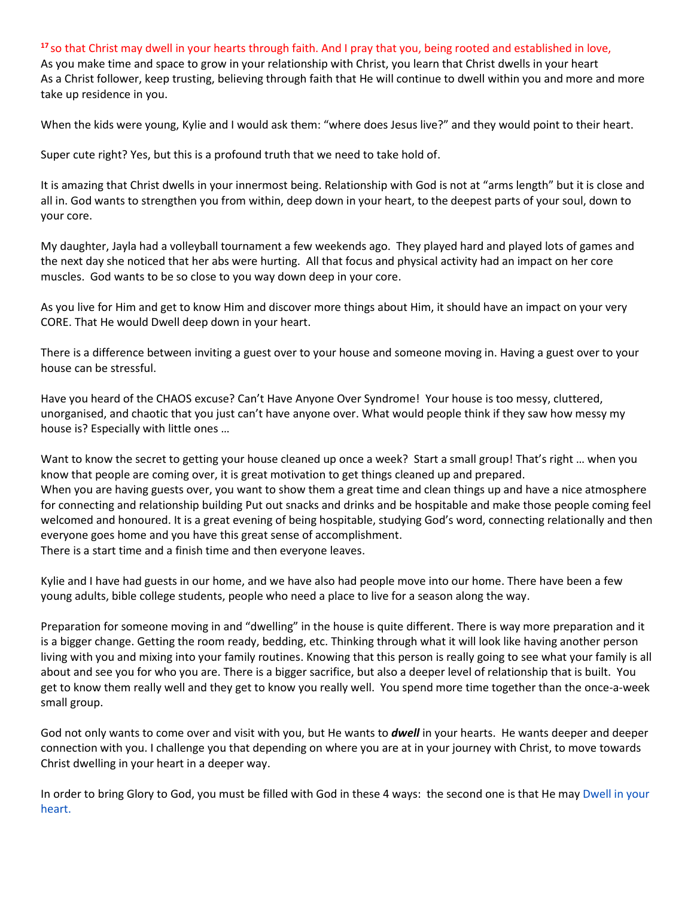[17] so that Christ may dwell in your hearts through faith. And I pray that you, being rooted and established in love,
As you make time and space to grow in your relationship with Christ, you learn that Christ dwells in your heart
As a Christ follower, keep trusting, believing through faith that He will continue to dwell within you and more and more take up residence in you.

When the kids were young, Kylie and I would ask them: “where does Jesus live?” and they would point to their heart.

Super cute right? Yes, but this is a profound truth that we need to take hold of.

It is amazing that Christ dwells in your innermost being. Relationship with God is not at “arms length” but it is close and all in. God wants to strengthen you from within, deep down in your heart, to the deepest parts of your soul, down to your core.

My daughter, Jayla had a volleyball tournament a few weekends ago. They played hard and played lots of games and the next day she noticed that her abs were hurting. All that focus and physical activity had an impact on her core muscles. God wants to be so close to you way down deep in your core.

As you live for Him and get to know Him and discover more things about Him, it should have an impact on your very CORE. That He would Dwell deep down in your heart.

There is a difference between inviting a guest over to your house and someone moving in. Having a guest over to your house can be stressful.

Have you heard of the CHAOS excuse? Can’t Have Anyone Over Syndrome! Your house is too messy, cluttered, unorganised, and chaotic that you just can’t have anyone over. What would people think if they saw how messy my house is? Especially with little ones …

Want to know the secret to getting your house cleaned up once a week? Start a small group! That’s right … when you know that people are coming over, it is great motivation to get things cleaned up and prepared.
When you are having guests over, you want to show them a great time and clean things up and have a nice atmosphere for connecting and relationship building Put out snacks and drinks and be hospitable and make those people coming feel welcomed and honoured. It is a great evening of being hospitable, studying God’s word, connecting relationally and then everyone goes home and you have this great sense of accomplishment.
There is a start time and a finish time and then everyone leaves.

Kylie and I have had guests in our home, and we have also had people move into our home. There have been a few young adults, bible college students, people who need a place to live for a season along the way.

Preparation for someone moving in and “dwelling” in the house is quite different. There is way more preparation and it is a bigger change. Getting the room ready, bedding, etc. Thinking through what it will look like having another person living with you and mixing into your family routines. Knowing that this person is really going to see what your family is all about and see you for who you are. There is a bigger sacrifice, but also a deeper level of relationship that is built. You get to know them really well and they get to know you really well. You spend more time together than the once-a-week small group.

God not only wants to come over and visit with you, but He wants to ***dwell*** in your hearts. He wants deeper and deeper connection with you. I challenge you that depending on where you are at in your journey with Christ, to move towards Christ dwelling in your heart in a deeper way.

In order to bring Glory to God, you must be filled with God in these 4 ways: the second one is that He may Dwell in your heart.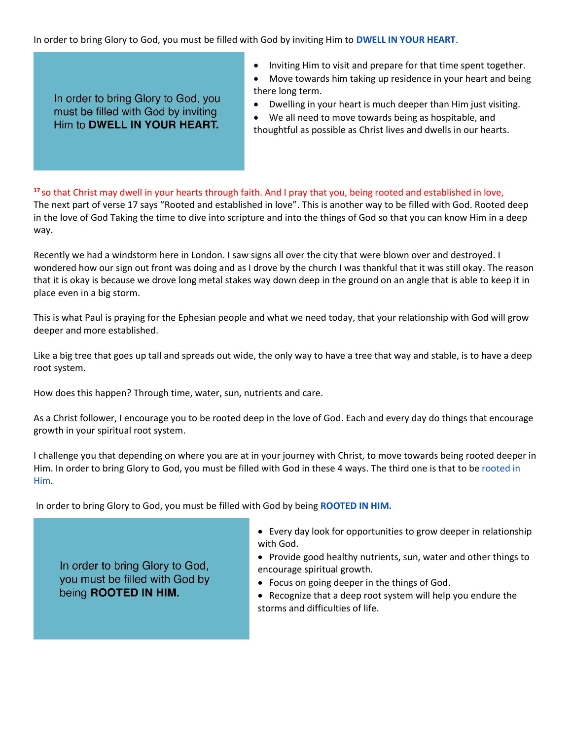In order to bring Glory to God, you must be filled with God by inviting Him to **DWELL IN YOUR HEART**.

In order to bring Glory to God, you must be filled with God by inviting Him to **DWELL IN YOUR HEART.**

- Inviting Him to visit and prepare for that time spent together.
- Move towards him taking up residence in your heart and being there long term.
- Dwelling in your heart is much deeper than Him just visiting.
- We all need to move towards being as hospitable, and thoughtful as possible as Christ lives and dwells in our hearts.

**17** so that Christ may dwell in your hearts through faith. And I pray that you, being rooted and established in love,
The next part of verse 17 says "Rooted and established in love". This is another way to be filled with God. Rooted deep in the love of God Taking the time to dive into scripture and into the things of God so that you can know Him in a deep way.

Recently we had a windstorm here in London. I saw signs all over the city that were blown over and destroyed. I wondered how our sign out front was doing and as I drove by the church I was thankful that it was still okay. The reason that it is okay is because we drove long metal stakes way down deep in the ground on an angle that is able to keep it in place even in a big storm.

This is what Paul is praying for the Ephesian people and what we need today, that your relationship with God will grow deeper and more established.

Like a big tree that goes up tall and spreads out wide, the only way to have a tree that way and stable, is to have a deep root system.

How does this happen? Through time, water, sun, nutrients and care.

As a Christ follower, I encourage you to be rooted deep in the love of God. Each and every day do things that encourage growth in your spiritual root system.

I challenge you that depending on where you are at in your journey with Christ, to move towards being rooted deeper in Him. In order to bring Glory to God, you must be filled with God in these 4 ways. The third one is that to be rooted in Him.

In order to bring Glory to God, you must be filled with God by being **ROOTED IN HIM.**

In order to bring Glory to God, you must be filled with God by being **ROOTED IN HIM.**

- Every day look for opportunities to grow deeper in relationship with God.
- Provide good healthy nutrients, sun, water and other things to encourage spiritual growth.
- Focus on going deeper in the things of God.
- Recognize that a deep root system will help you endure the storms and difficulties of life.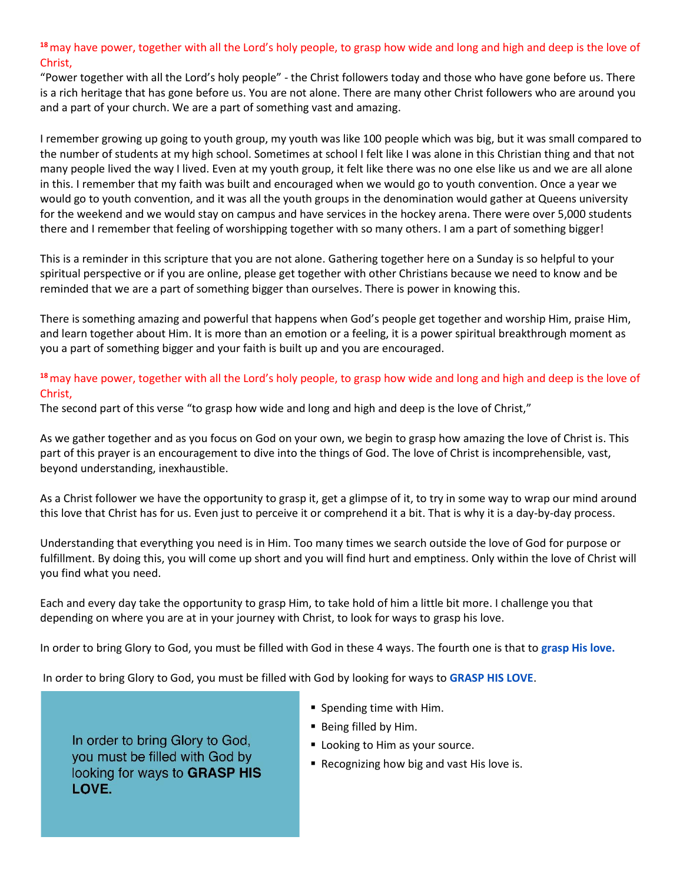[18] may have power, together with all the Lord's holy people, to grasp how wide and long and high and deep is the love of Christ,

"Power together with all the Lord's holy people" - the Christ followers today and those who have gone before us. There is a rich heritage that has gone before us. You are not alone. There are many other Christ followers who are around you and a part of your church. We are a part of something vast and amazing.

I remember growing up going to youth group, my youth was like 100 people which was big, but it was small compared to the number of students at my high school. Sometimes at school I felt like I was alone in this Christian thing and that not many people lived the way I lived. Even at my youth group, it felt like there was no one else like us and we are all alone in this. I remember that my faith was built and encouraged when we would go to youth convention. Once a year we would go to youth convention, and it was all the youth groups in the denomination would gather at Queens university for the weekend and we would stay on campus and have services in the hockey arena. There were over 5,000 students there and I remember that feeling of worshipping together with so many others. I am a part of something bigger!

This is a reminder in this scripture that you are not alone. Gathering together here on a Sunday is so helpful to your spiritual perspective or if you are online, please get together with other Christians because we need to know and be reminded that we are a part of something bigger than ourselves. There is power in knowing this.

There is something amazing and powerful that happens when God's people get together and worship Him, praise Him, and learn together about Him. It is more than an emotion or a feeling, it is a power spiritual breakthrough moment as you a part of something bigger and your faith is built up and you are encouraged.

[18] may have power, together with all the Lord's holy people, to grasp how wide and long and high and deep is the love of Christ,

The second part of this verse "to grasp how wide and long and high and deep is the love of Christ,"

As we gather together and as you focus on God on your own, we begin to grasp how amazing the love of Christ is. This part of this prayer is an encouragement to dive into the things of God. The love of Christ is incomprehensible, vast, beyond understanding, inexhaustible.

As a Christ follower we have the opportunity to grasp it, get a glimpse of it, to try in some way to wrap our mind around this love that Christ has for us. Even just to perceive it or comprehend it a bit. That is why it is a day-by-day process.

Understanding that everything you need is in Him. Too many times we search outside the love of God for purpose or fulfillment. By doing this, you will come up short and you will find hurt and emptiness. Only within the love of Christ will you find what you need.

Each and every day take the opportunity to grasp Him, to take hold of him a little bit more. I challenge you that depending on where you are at in your journey with Christ, to look for ways to grasp his love.

In order to bring Glory to God, you must be filled with God in these 4 ways. The fourth one is that to **grasp His love.**

In order to bring Glory to God, you must be filled with God by looking for ways to **GRASP HIS LOVE**.

In order to bring Glory to God, you must be filled with God by looking for ways to **GRASP HIS LOVE.**

- Spending time with Him.
- Being filled by Him.
- Looking to Him as your source.
- Recognizing how big and vast His love is.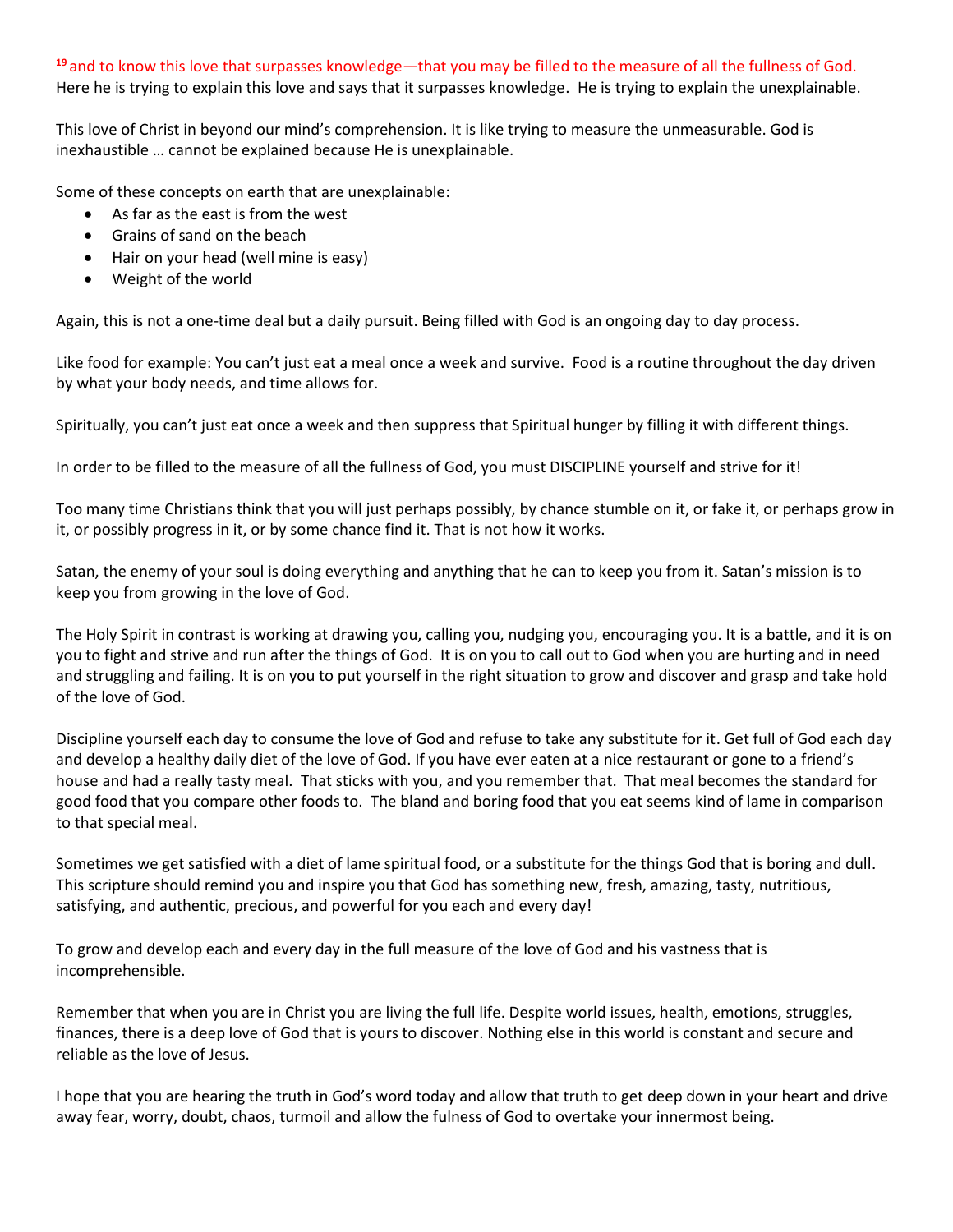[19] and to know this love that surpasses knowledge—that you may be filled to the measure of all the fullness of God.
Here he is trying to explain this love and says that it surpasses knowledge. He is trying to explain the unexplainable.

This love of Christ in beyond our mind's comprehension. It is like trying to measure the unmeasurable. God is inexhaustible … cannot be explained because He is unexplainable.

Some of these concepts on earth that are unexplainable:

- As far as the east is from the west
- Grains of sand on the beach
- Hair on your head (well mine is easy)
- Weight of the world

Again, this is not a one-time deal but a daily pursuit. Being filled with God is an ongoing day to day process.

Like food for example: You can't just eat a meal once a week and survive. Food is a routine throughout the day driven by what your body needs, and time allows for.

Spiritually, you can't just eat once a week and then suppress that Spiritual hunger by filling it with different things.

In order to be filled to the measure of all the fullness of God, you must DISCIPLINE yourself and strive for it!

Too many time Christians think that you will just perhaps possibly, by chance stumble on it, or fake it, or perhaps grow in it, or possibly progress in it, or by some chance find it. That is not how it works.

Satan, the enemy of your soul is doing everything and anything that he can to keep you from it. Satan's mission is to keep you from growing in the love of God.

The Holy Spirit in contrast is working at drawing you, calling you, nudging you, encouraging you. It is a battle, and it is on you to fight and strive and run after the things of God. It is on you to call out to God when you are hurting and in need and struggling and failing. It is on you to put yourself in the right situation to grow and discover and grasp and take hold of the love of God.

Discipline yourself each day to consume the love of God and refuse to take any substitute for it. Get full of God each day and develop a healthy daily diet of the love of God. If you have ever eaten at a nice restaurant or gone to a friend's house and had a really tasty meal. That sticks with you, and you remember that. That meal becomes the standard for good food that you compare other foods to. The bland and boring food that you eat seems kind of lame in comparison to that special meal.

Sometimes we get satisfied with a diet of lame spiritual food, or a substitute for the things God that is boring and dull. This scripture should remind you and inspire you that God has something new, fresh, amazing, tasty, nutritious, satisfying, and authentic, precious, and powerful for you each and every day!

To grow and develop each and every day in the full measure of the love of God and his vastness that is incomprehensible.

Remember that when you are in Christ you are living the full life. Despite world issues, health, emotions, struggles, finances, there is a deep love of God that is yours to discover. Nothing else in this world is constant and secure and reliable as the love of Jesus.

I hope that you are hearing the truth in God's word today and allow that truth to get deep down in your heart and drive away fear, worry, doubt, chaos, turmoil and allow the fulness of God to overtake your innermost being.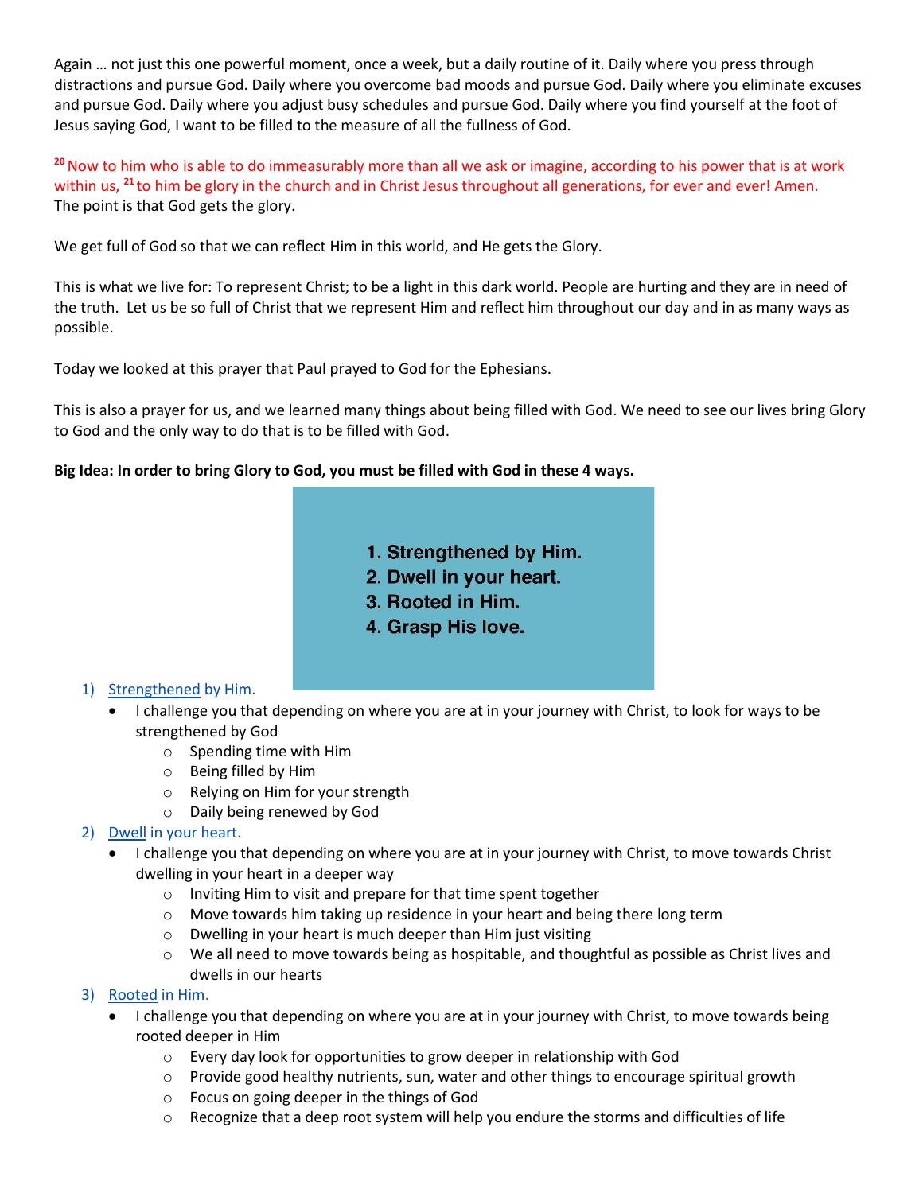Again … not just this one powerful moment, once a week, but a daily routine of it. Daily where you press through distractions and pursue God. Daily where you overcome bad moods and pursue God. Daily where you eliminate excuses and pursue God. Daily where you adjust busy schedules and pursue God. Daily where you find yourself at the foot of Jesus saying God, I want to be filled to the measure of all the fullness of God.

[20] Now to him who is able to do immeasurably more than all we ask or imagine, according to his power that is at work within us, [21] to him be glory in the church and in Christ Jesus throughout all generations, for ever and ever! Amen.
The point is that God gets the glory.

We get full of God so that we can reflect Him in this world, and He gets the Glory.

This is what we live for: To represent Christ; to be a light in this dark world. People are hurting and they are in need of the truth. Let us be so full of Christ that we represent Him and reflect him throughout our day and in as many ways as possible.

Today we looked at this prayer that Paul prayed to God for the Ephesians.

This is also a prayer for us, and we learned many things about being filled with God. We need to see our lives bring Glory to God and the only way to do that is to be filled with God.

**Big Idea: In order to bring Glory to God, you must be filled with God in these 4 ways.**

**1. Strengthened by Him.**
**2. Dwell in your heart.**
**3. Rooted in Him.**
**4. Grasp His love.**

1) Strengthened by Him.
   - I challenge you that depending on where you are at in your journey with Christ, to look for ways to be strengthened by God
     - Spending time with Him
     - Being filled by Him
     - Relying on Him for your strength
     - Daily being renewed by God
2) Dwell in your heart.
   - I challenge you that depending on where you are at in your journey with Christ, to move towards Christ dwelling in your heart in a deeper way
     - Inviting Him to visit and prepare for that time spent together
     - Move towards him taking up residence in your heart and being there long term
     - Dwelling in your heart is much deeper than Him just visiting
     - We all need to move towards being as hospitable, and thoughtful as possible as Christ lives and dwells in our hearts
3) Rooted in Him.
   - I challenge you that depending on where you are at in your journey with Christ, to move towards being rooted deeper in Him
     - Every day look for opportunities to grow deeper in relationship with God
     - Provide good healthy nutrients, sun, water and other things to encourage spiritual growth
     - Focus on going deeper in the things of God
     - Recognize that a deep root system will help you endure the storms and difficulties of life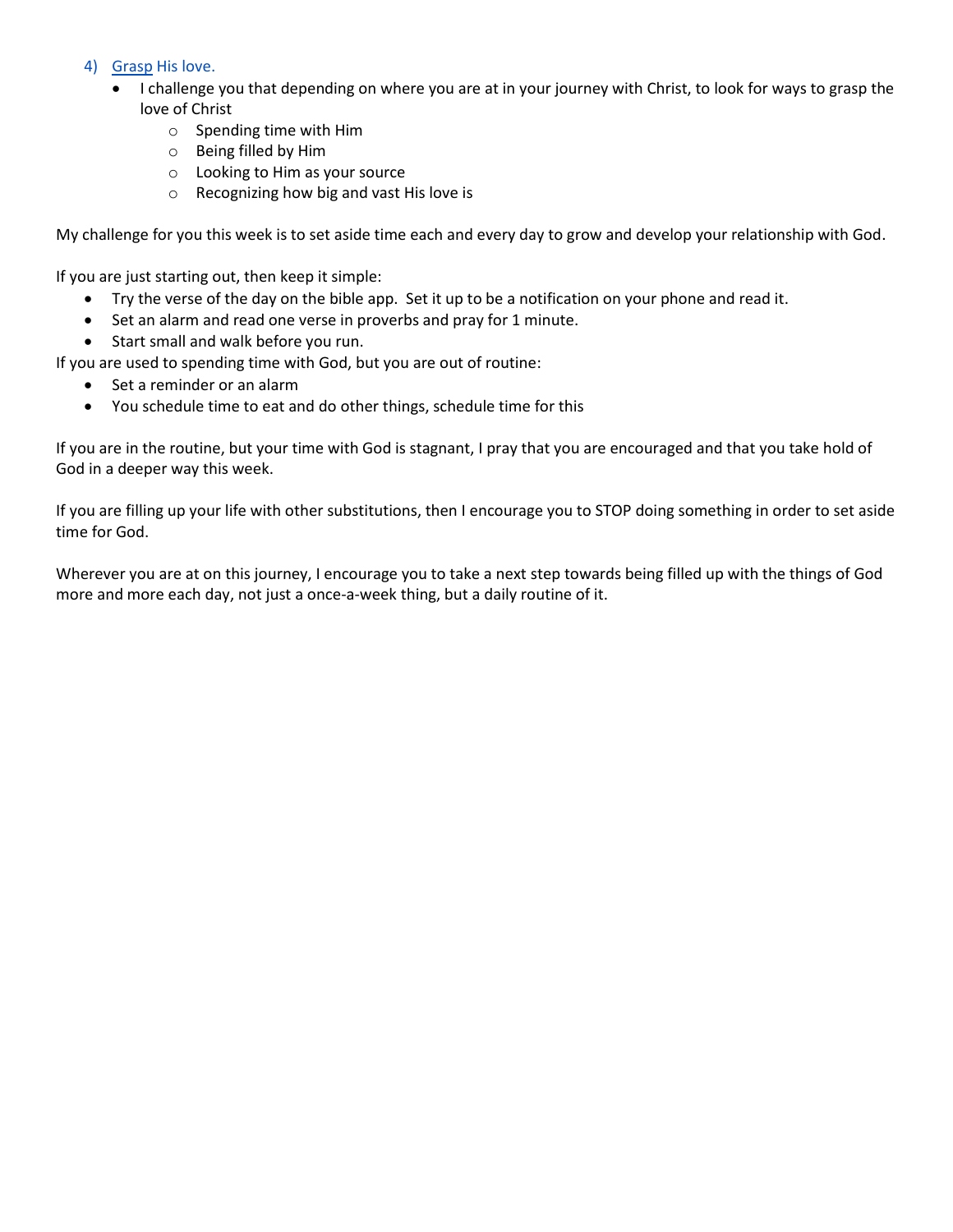4) Grasp His love.

- I challenge you that depending on where you are at in your journey with Christ, to look for ways to grasp the love of Christ
  - Spending time with Him
  - Being filled by Him
  - Looking to Him as your source
  - Recognizing how big and vast His love is

My challenge for you this week is to set aside time each and every day to grow and develop your relationship with God.

If you are just starting out, then keep it simple:

- Try the verse of the day on the bible app.  Set it up to be a notification on your phone and read it.
- Set an alarm and read one verse in proverbs and pray for 1 minute.
- Start small and walk before you run.

If you are used to spending time with God, but you are out of routine:

- Set a reminder or an alarm
- You schedule time to eat and do other things, schedule time for this

If you are in the routine, but your time with God is stagnant, I pray that you are encouraged and that you take hold of God in a deeper way this week.

If you are filling up your life with other substitutions, then I encourage you to STOP doing something in order to set aside time for God.

Wherever you are at on this journey, I encourage you to take a next step towards being filled up with the things of God more and more each day, not just a once-a-week thing, but a daily routine of it.